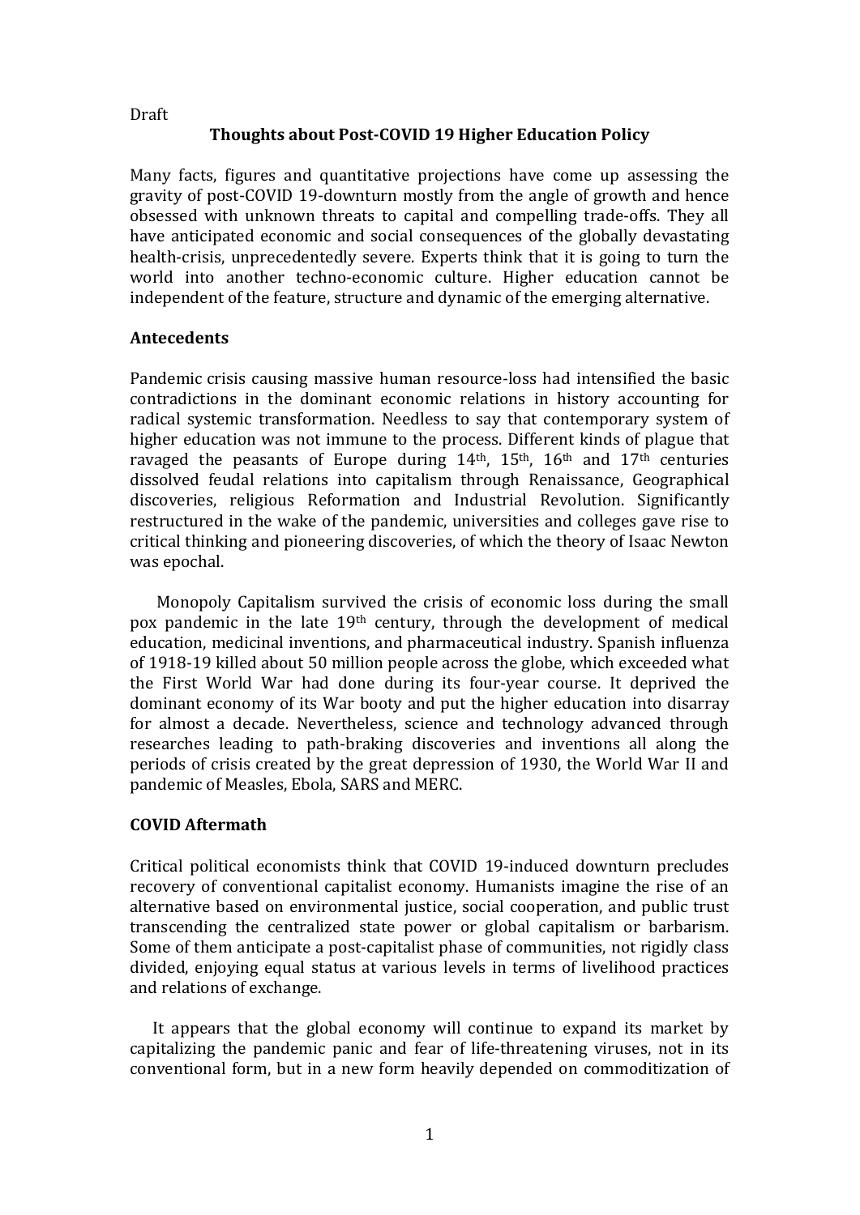Draft

# Thoughts about Post-COVID 19 Higher Education Policy

Many facts, figures and quantitative projections have come up assessing the gravity of post-COVID 19-downturn mostly from the angle of growth and hence obsessed with unknown threats to capital and compelling trade-offs. They all have anticipated economic and social consequences of the globally devastating health-crisis, unprecedentedly severe. Experts think that it is going to turn the world into another techno-economic culture. Higher education cannot be independent of the feature, structure and dynamic of the emerging alternative.

## Antecedents

Pandemic crisis causing massive human resource-loss had intensified the basic contradictions in the dominant economic relations in history accounting for radical systemic transformation. Needless to say that contemporary system of higher education was not immune to the process. Different kinds of plague that ravaged the peasants of Europe during 14th, 15th, 16th and 17th centuries dissolved feudal relations into capitalism through Renaissance, Geographical discoveries, religious Reformation and Industrial Revolution. Significantly restructured in the wake of the pandemic, universities and colleges gave rise to critical thinking and pioneering discoveries, of which the theory of Isaac Newton was epochal.

Monopoly Capitalism survived the crisis of economic loss during the small pox pandemic in the late 19th century, through the development of medical education, medicinal inventions, and pharmaceutical industry. Spanish influenza of 1918-19 killed about 50 million people across the globe, which exceeded what the First World War had done during its four-year course. It deprived the dominant economy of its War booty and put the higher education into disarray for almost a decade. Nevertheless, science and technology advanced through researches leading to path-braking discoveries and inventions all along the periods of crisis created by the great depression of 1930, the World War II and pandemic of Measles, Ebola, SARS and MERC.

## COVID Aftermath

Critical political economists think that COVID 19-induced downturn precludes recovery of conventional capitalist economy. Humanists imagine the rise of an alternative based on environmental justice, social cooperation, and public trust transcending the centralized state power or global capitalism or barbarism. Some of them anticipate a post-capitalist phase of communities, not rigidly class divided, enjoying equal status at various levels in terms of livelihood practices and relations of exchange.

It appears that the global economy will continue to expand its market by capitalizing the pandemic panic and fear of life-threatening viruses, not in its conventional form, but in a new form heavily depended on commoditization of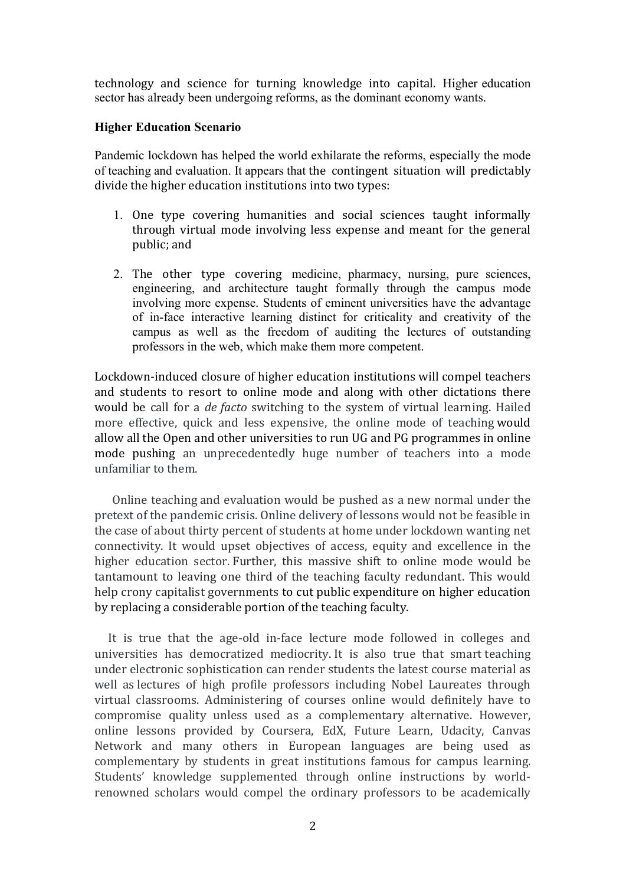technology and science for turning knowledge into capital. Higher education sector has already been undergoing reforms, as the dominant economy wants.

**Higher Education Scenario**

Pandemic lockdown has helped the world exhilarate the reforms, especially the mode of teaching and evaluation. It appears that the contingent situation will predictably divide the higher education institutions into two types:

1. One type covering humanities and social sciences taught informally through virtual mode involving less expense and meant for the general public; and

2. The other type covering medicine, pharmacy, nursing, pure sciences, engineering, and architecture taught formally through the campus mode involving more expense. Students of eminent universities have the advantage of in-face interactive learning distinct for criticality and creativity of the campus as well as the freedom of auditing the lectures of outstanding professors in the web, which make them more competent.

Lockdown-induced closure of higher education institutions will compel teachers and students to resort to online mode and along with other dictations there would be call for a *de facto* switching to the system of virtual learning. Hailed more effective, quick and less expensive, the online mode of teaching would allow all the Open and other universities to run UG and PG programmes in online mode pushing an unprecedentedly huge number of teachers into a mode unfamiliar to them.

Online teaching and evaluation would be pushed as a new normal under the pretext of the pandemic crisis. Online delivery of lessons would not be feasible in the case of about thirty percent of students at home under lockdown wanting net connectivity. It would upset objectives of access, equity and excellence in the higher education sector. Further, this massive shift to online mode would be tantamount to leaving one third of the teaching faculty redundant. This would help crony capitalist governments to cut public expenditure on higher education by replacing a considerable portion of the teaching faculty.

It is true that the age-old in-face lecture mode followed in colleges and universities has democratized mediocrity. It is also true that smart teaching under electronic sophistication can render students the latest course material as well as lectures of high profile professors including Nobel Laureates through virtual classrooms. Administering of courses online would definitely have to compromise quality unless used as a complementary alternative. However, online lessons provided by Coursera, EdX, Future Learn, Udacity, Canvas Network and many others in European languages are being used as complementary by students in great institutions famous for campus learning. Students' knowledge supplemented through online instructions by world-renowned scholars would compel the ordinary professors to be academically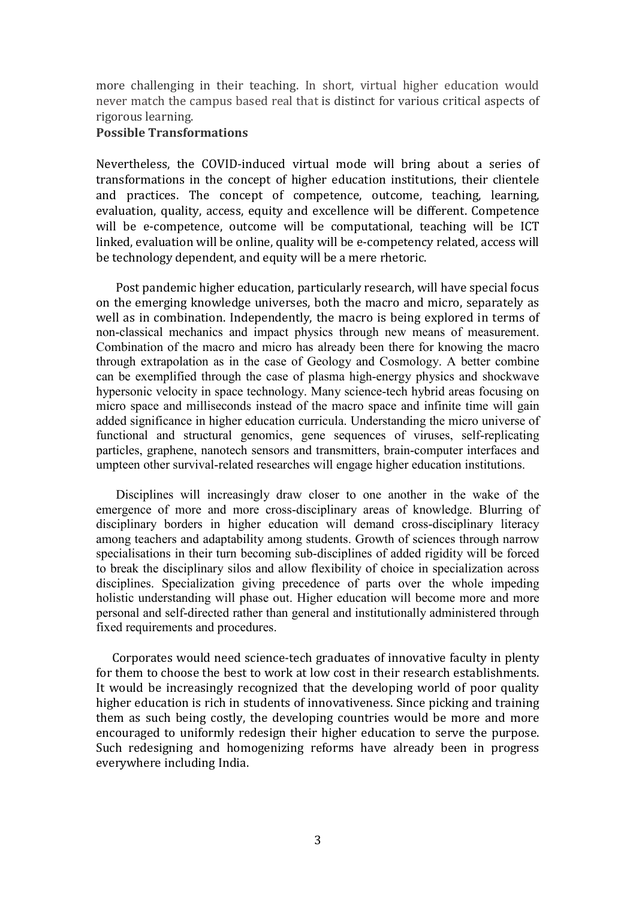more challenging in their teaching. In short, virtual higher education would never match the campus based real that is distinct for various critical aspects of rigorous learning.

**Possible Transformations**

Nevertheless, the COVID-induced virtual mode will bring about a series of transformations in the concept of higher education institutions, their clientele and practices. The concept of competence, outcome, teaching, learning, evaluation, quality, access, equity and excellence will be different. Competence will be e-competence, outcome will be computational, teaching will be ICT linked, evaluation will be online, quality will be e-competency related, access will be technology dependent, and equity will be a mere rhetoric.

Post pandemic higher education, particularly research, will have special focus on the emerging knowledge universes, both the macro and micro, separately as well as in combination. Independently, the macro is being explored in terms of non-classical mechanics and impact physics through new means of measurement. Combination of the macro and micro has already been there for knowing the macro through extrapolation as in the case of Geology and Cosmology. A better combine can be exemplified through the case of plasma high-energy physics and shockwave hypersonic velocity in space technology. Many science-tech hybrid areas focusing on micro space and milliseconds instead of the macro space and infinite time will gain added significance in higher education curricula. Understanding the micro universe of functional and structural genomics, gene sequences of viruses, self-replicating particles, graphene, nanotech sensors and transmitters, brain-computer interfaces and umpteen other survival-related researches will engage higher education institutions.

Disciplines will increasingly draw closer to one another in the wake of the emergence of more and more cross-disciplinary areas of knowledge. Blurring of disciplinary borders in higher education will demand cross-disciplinary literacy among teachers and adaptability among students. Growth of sciences through narrow specialisations in their turn becoming sub-disciplines of added rigidity will be forced to break the disciplinary silos and allow flexibility of choice in specialization across disciplines. Specialization giving precedence of parts over the whole impeding holistic understanding will phase out. Higher education will become more and more personal and self-directed rather than general and institutionally administered through fixed requirements and procedures.

Corporates would need science-tech graduates of innovative faculty in plenty for them to choose the best to work at low cost in their research establishments. It would be increasingly recognized that the developing world of poor quality higher education is rich in students of innovativeness. Since picking and training them as such being costly, the developing countries would be more and more encouraged to uniformly redesign their higher education to serve the purpose. Such redesigning and homogenizing reforms have already been in progress everywhere including India.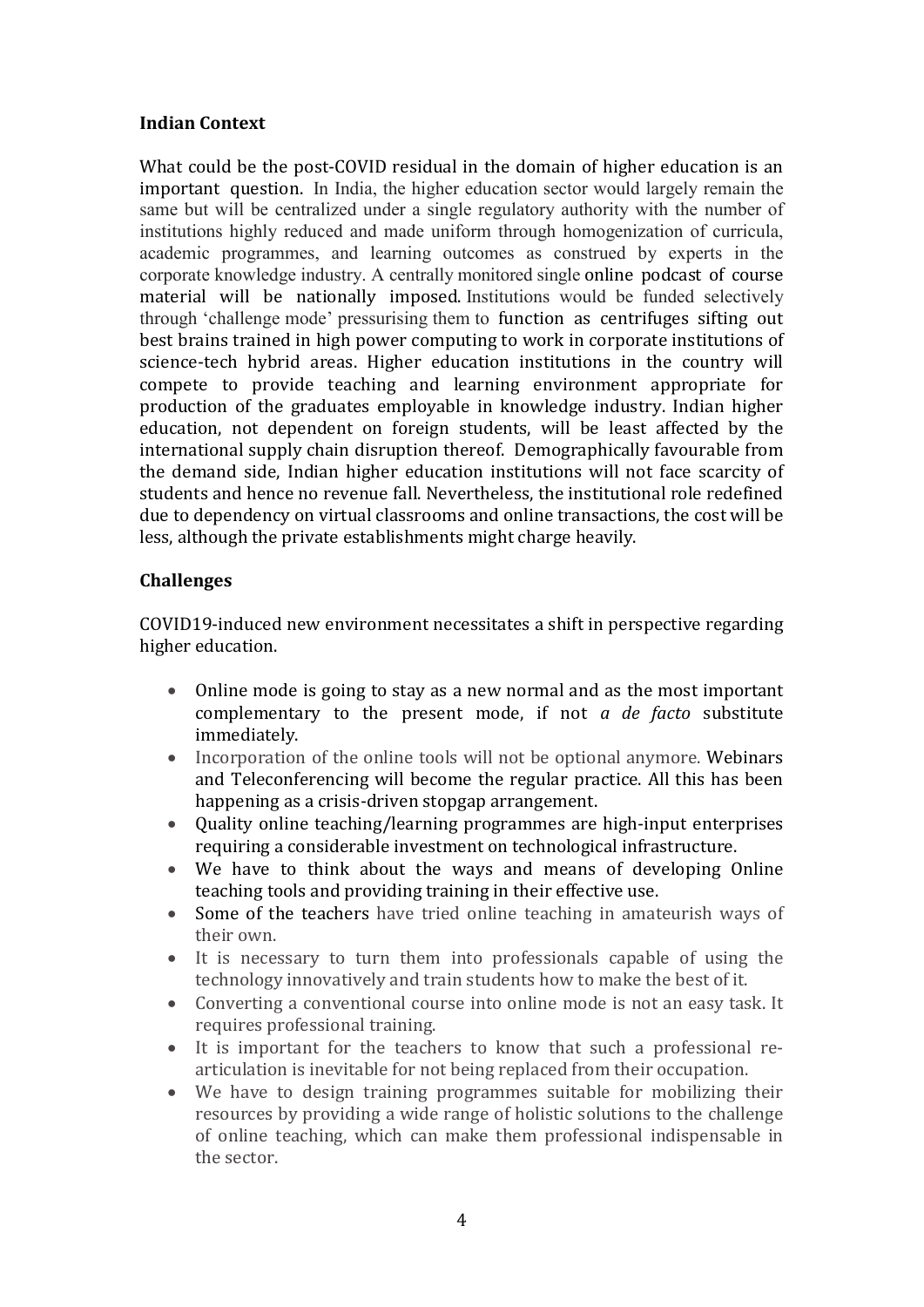**Indian Context**

What could be the post-COVID residual in the domain of higher education is an important question. In India, the higher education sector would largely remain the same but will be centralized under a single regulatory authority with the number of institutions highly reduced and made uniform through homogenization of curricula, academic programmes, and learning outcomes as construed by experts in the corporate knowledge industry. A centrally monitored single online podcast of course material will be nationally imposed. Institutions would be funded selectively through 'challenge mode' pressurising them to function as centrifuges sifting out best brains trained in high power computing to work in corporate institutions of science-tech hybrid areas. Higher education institutions in the country will compete to provide teaching and learning environment appropriate for production of the graduates employable in knowledge industry. Indian higher education, not dependent on foreign students, will be least affected by the international supply chain disruption thereof. Demographically favourable from the demand side, Indian higher education institutions will not face scarcity of students and hence no revenue fall. Nevertheless, the institutional role redefined due to dependency on virtual classrooms and online transactions, the cost will be less, although the private establishments might charge heavily.

**Challenges**

COVID19-induced new environment necessitates a shift in perspective regarding higher education.

- Online mode is going to stay as a new normal and as the most important complementary to the present mode, if not *a de facto* substitute immediately.
- Incorporation of the online tools will not be optional anymore. Webinars and Teleconferencing will become the regular practice. All this has been happening as a crisis-driven stopgap arrangement.
- Quality online teaching/learning programmes are high-input enterprises requiring a considerable investment on technological infrastructure.
- We have to think about the ways and means of developing Online teaching tools and providing training in their effective use.
- Some of the teachers have tried online teaching in amateurish ways of their own.
- It is necessary to turn them into professionals capable of using the technology innovatively and train students how to make the best of it.
- Converting a conventional course into online mode is not an easy task. It requires professional training.
- It is important for the teachers to know that such a professional re-articulation is inevitable for not being replaced from their occupation.
- We have to design training programmes suitable for mobilizing their resources by providing a wide range of holistic solutions to the challenge of online teaching, which can make them professional indispensable in the sector.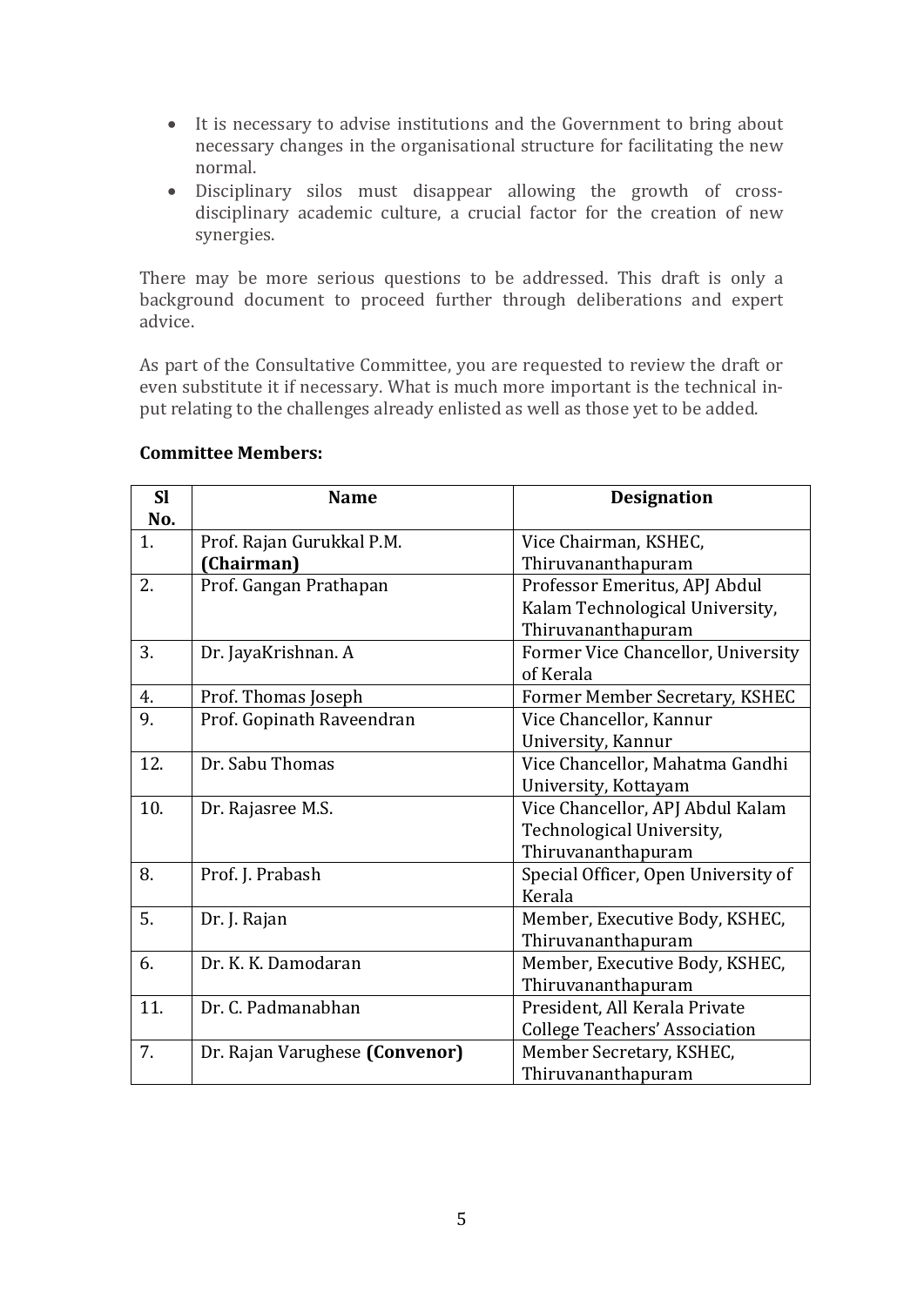- It is necessary to advise institutions and the Government to bring about necessary changes in the organisational structure for facilitating the new normal.
- Disciplinary silos must disappear allowing the growth of cross-disciplinary academic culture, a crucial factor for the creation of new synergies.

There may be more serious questions to be addressed. This draft is only a background document to proceed further through deliberations and expert advice.

As part of the Consultative Committee, you are requested to review the draft or even substitute it if necessary. What is much more important is the technical in-put relating to the challenges already enlisted as well as those yet to be added.

**Committee Members:**

| Sl No. | Name | Designation |
|---|---|---|
| 1. | Prof. Rajan Gurukkal P.M. **(Chairman)** | Vice Chairman, KSHEC, Thiruvananthapuram |
| 2. | Prof. Gangan Prathapan | Professor Emeritus, APJ Abdul Kalam Technological University, Thiruvananthapuram |
| 3. | Dr. JayaKrishnan. A | Former Vice Chancellor, University of Kerala |
| 4. | Prof. Thomas Joseph | Former Member Secretary, KSHEC |
| 9. | Prof. Gopinath Raveendran | Vice Chancellor, Kannur University, Kannur |
| 12. | Dr. Sabu Thomas | Vice Chancellor, Mahatma Gandhi University, Kottayam |
| 10. | Dr. Rajasree M.S. | Vice Chancellor, APJ Abdul Kalam Technological University, Thiruvananthapuram |
| 8. | Prof. J. Prabash | Special Officer, Open University of Kerala |
| 5. | Dr. J. Rajan | Member, Executive Body, KSHEC, Thiruvananthapuram |
| 6. | Dr. K. K. Damodaran | Member, Executive Body, KSHEC, Thiruvananthapuram |
| 11. | Dr. C. Padmanabhan | President, All Kerala Private College Teachers' Association |
| 7. | Dr. Rajan Varughese **(Convenor)** | Member Secretary, KSHEC, Thiruvananthapuram |